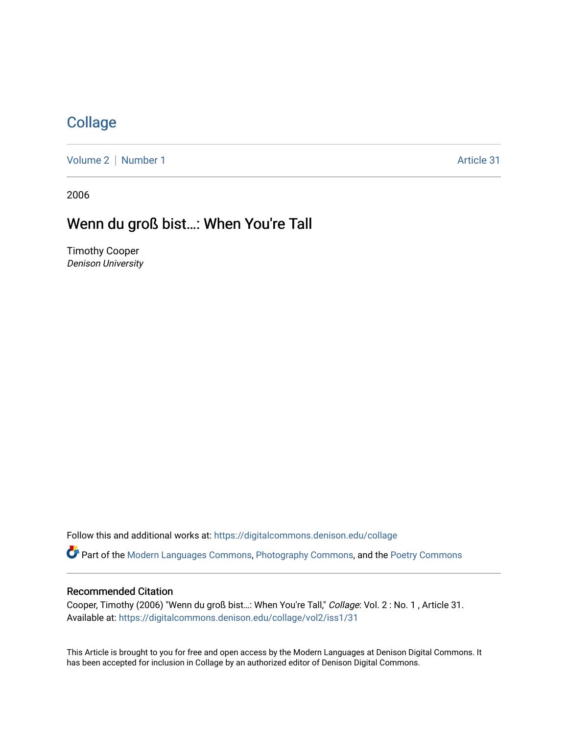# Collage

Volume 2 | Number 1 Article 31

2006

## Wenn du groß bist…: When You're Tall

Timothy Cooper
*Denison University*

Follow this and additional works at: https://digitalcommons.denison.edu/collage

Part of the Modern Languages Commons, Photography Commons, and the Poetry Commons

### Recommended Citation

Cooper, Timothy (2006) "Wenn du groß bist…: When You're Tall," *Collage*: Vol. 2 : No. 1 , Article 31.
Available at: https://digitalcommons.denison.edu/collage/vol2/iss1/31

This Article is brought to you for free and open access by the Modern Languages at Denison Digital Commons. It has been accepted for inclusion in Collage by an authorized editor of Denison Digital Commons.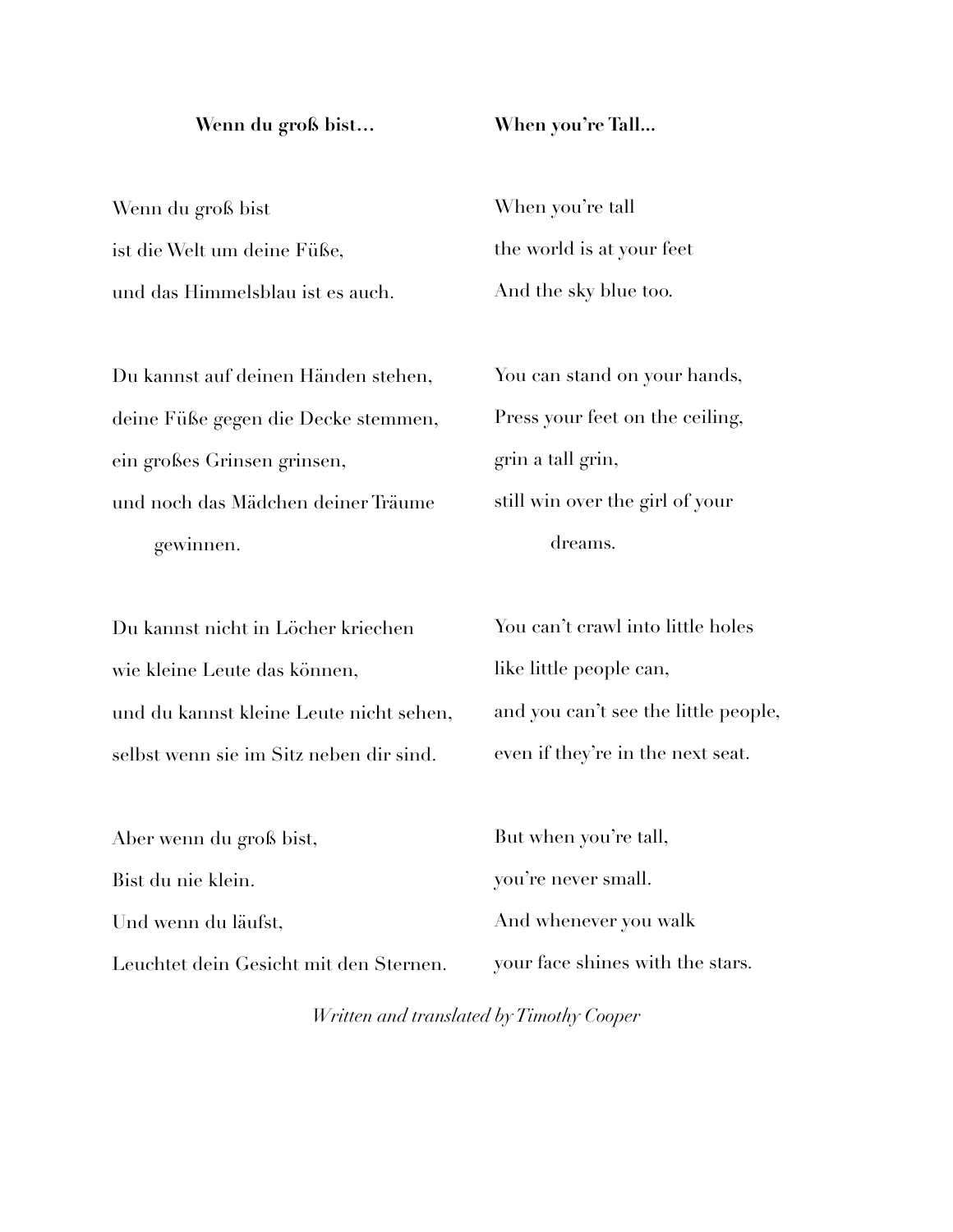**Wenn du groß bist…**

Wenn du groß bist
ist die Welt um deine Füße,
und das Himmelsblau ist es auch.

Du kannst auf deinen Händen stehen,
deine Füße gegen die Decke stemmen,
ein großes Grinsen grinsen,
und noch das Mädchen deiner Träume
gewinnen.

Du kannst nicht in Löcher kriechen
wie kleine Leute das können,
und du kannst kleine Leute nicht sehen,
selbst wenn sie im Sitz neben dir sind.

Aber wenn du groß bist,
Bist du nie klein.
Und wenn du läufst,
Leuchtet dein Gesicht mit den Sternen.

**When you're Tall…**

When you're tall
the world is at your feet
And the sky blue too.

You can stand on your hands,
Press your feet on the ceiling,
grin a tall grin,
still win over the girl of your
dreams.

You can't crawl into little holes
like little people can,
and you can't see the little people,
even if they're in the next seat.

But when you're tall,
you're never small.
And whenever you walk
your face shines with the stars.

*Written and translated by Timothy Cooper*